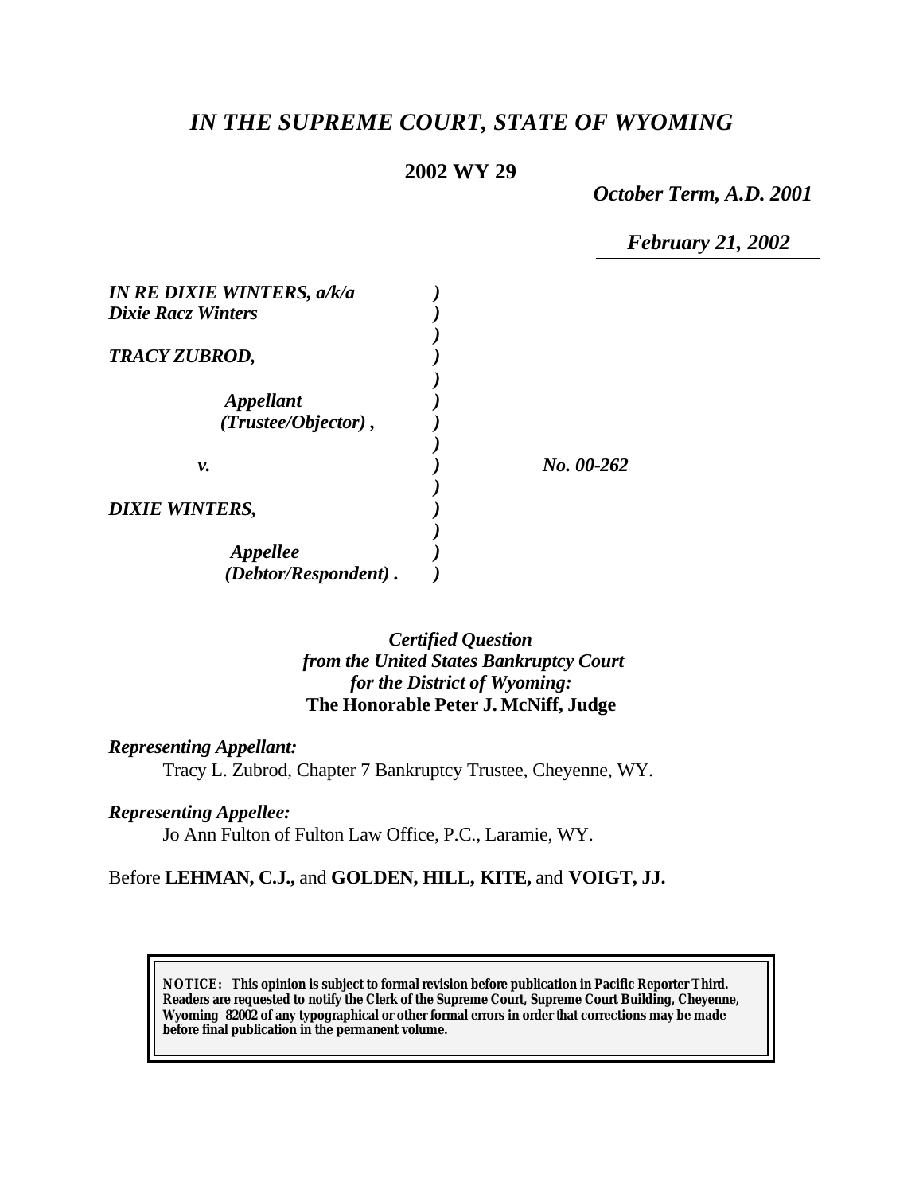# *IN THE SUPREME COURT, STATE OF WYOMING*

**2002 WY 29**

*October Term, A.D. 2001*

*February 21, 2002*

***IN RE DIXIE WINTERS, a/k/a Dixie Racz Winters***

***TRACY ZUBROD,***

***Appellant (Trustee/Objector),***

***v.*** *No. 00-262*

***DIXIE WINTERS,***

***Appellee (Debtor/Respondent).***

*Certified Question*
*from the United States Bankruptcy Court*
*for the District of Wyoming:*
**The Honorable Peter J. McNiff, Judge**

***Representing Appellant:***

Tracy L. Zubrod, Chapter 7 Bankruptcy Trustee, Cheyenne, WY.

***Representing Appellee:***

Jo Ann Fulton of Fulton Law Office, P.C., Laramie, WY.

Before **LEHMAN, C.J.,** and **GOLDEN, HILL, KITE,** and **VOIGT, JJ.**

**NOTICE: This opinion is subject to formal revision before publication in Pacific Reporter Third. Readers are requested to notify the Clerk of the Supreme Court, Supreme Court Building, Cheyenne, Wyoming 82002 of any typographical or other formal errors in order that corrections may be made before final publication in the permanent volume.**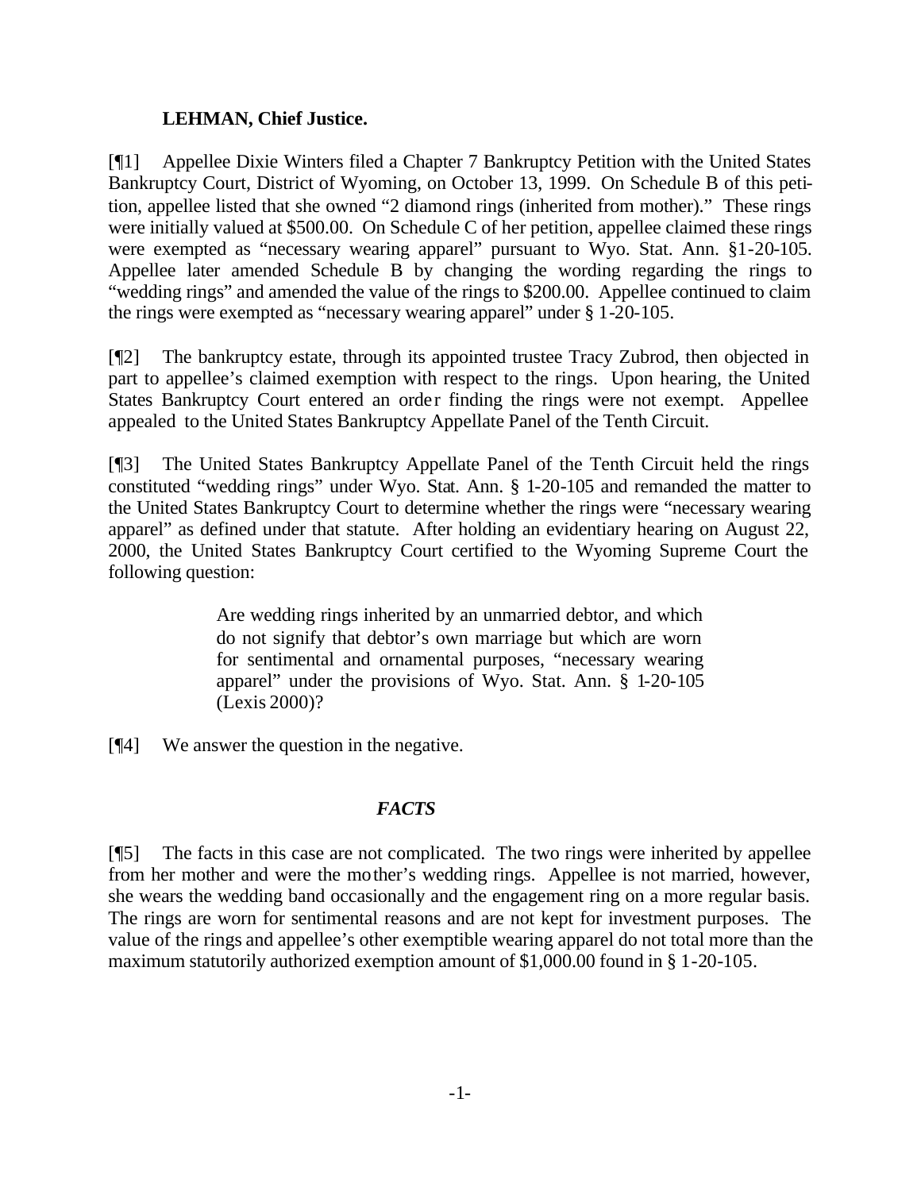**LEHMAN, Chief Justice.**

[¶1] Appellee Dixie Winters filed a Chapter 7 Bankruptcy Petition with the United States Bankruptcy Court, District of Wyoming, on October 13, 1999. On Schedule B of this petition, appellee listed that she owned "2 diamond rings (inherited from mother)." These rings were initially valued at $500.00. On Schedule C of her petition, appellee claimed these rings were exempted as "necessary wearing apparel" pursuant to Wyo. Stat. Ann. §1-20-105. Appellee later amended Schedule B by changing the wording regarding the rings to "wedding rings" and amended the value of the rings to $200.00. Appellee continued to claim the rings were exempted as "necessary wearing apparel" under § 1-20-105.

[¶2] The bankruptcy estate, through its appointed trustee Tracy Zubrod, then objected in part to appellee's claimed exemption with respect to the rings. Upon hearing, the United States Bankruptcy Court entered an order finding the rings were not exempt. Appellee appealed to the United States Bankruptcy Appellate Panel of the Tenth Circuit.

[¶3] The United States Bankruptcy Appellate Panel of the Tenth Circuit held the rings constituted "wedding rings" under Wyo. Stat. Ann. § 1-20-105 and remanded the matter to the United States Bankruptcy Court to determine whether the rings were "necessary wearing apparel" as defined under that statute. After holding an evidentiary hearing on August 22, 2000, the United States Bankruptcy Court certified to the Wyoming Supreme Court the following question:

> Are wedding rings inherited by an unmarried debtor, and which do not signify that debtor's own marriage but which are worn for sentimental and ornamental purposes, "necessary wearing apparel" under the provisions of Wyo. Stat. Ann. § 1-20-105 (Lexis 2000)?

[¶4] We answer the question in the negative.

## *FACTS*

[¶5] The facts in this case are not complicated. The two rings were inherited by appellee from her mother and were the mother's wedding rings. Appellee is not married, however, she wears the wedding band occasionally and the engagement ring on a more regular basis. The rings are worn for sentimental reasons and are not kept for investment purposes. The value of the rings and appellee's other exemptible wearing apparel do not total more than the maximum statutorily authorized exemption amount of $1,000.00 found in § 1-20-105.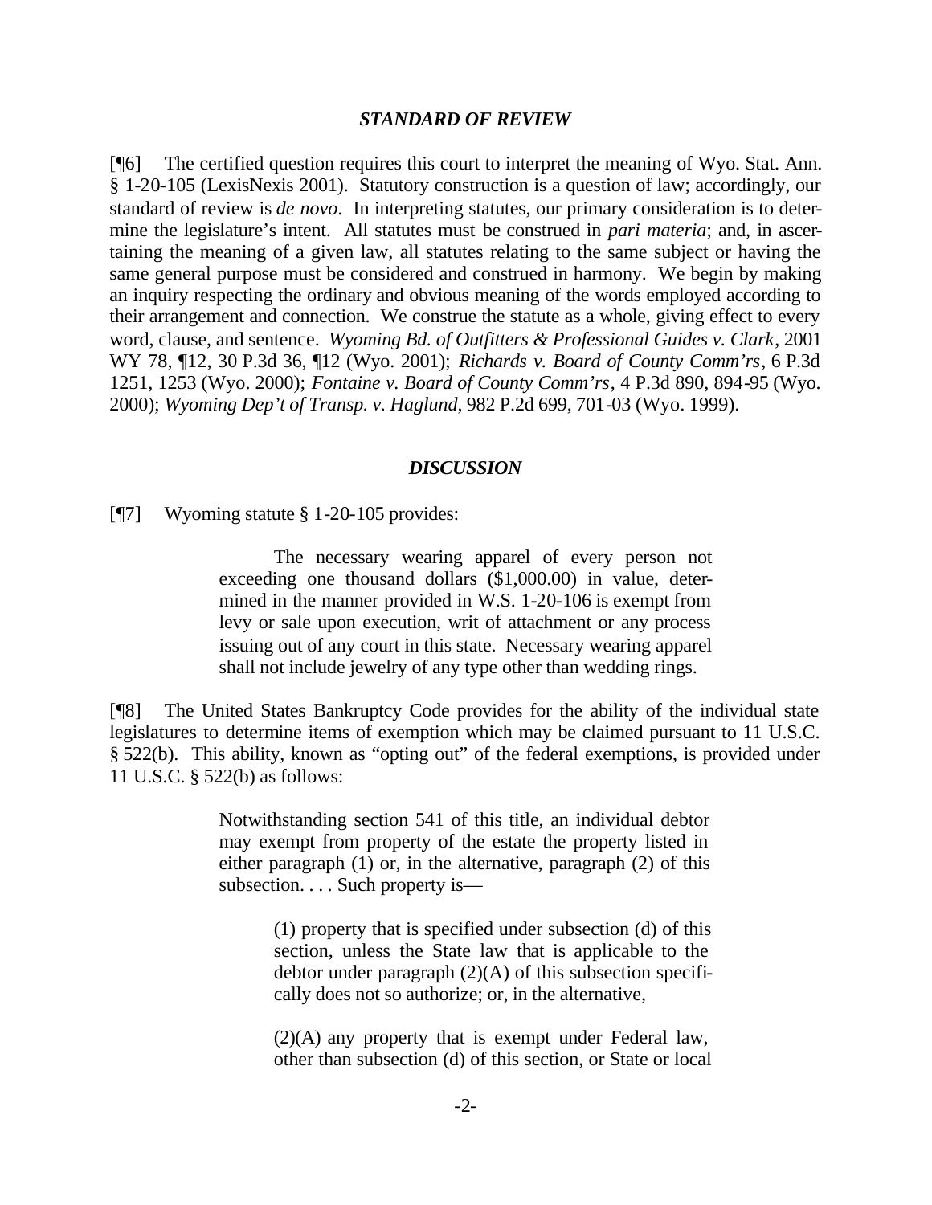### *STANDARD OF REVIEW*

[¶6] The certified question requires this court to interpret the meaning of Wyo. Stat. Ann. § 1-20-105 (LexisNexis 2001). Statutory construction is a question of law; accordingly, our standard of review is *de novo*. In interpreting statutes, our primary consideration is to determine the legislature's intent. All statutes must be construed in *pari materia*; and, in ascertaining the meaning of a given law, all statutes relating to the same subject or having the same general purpose must be considered and construed in harmony. We begin by making an inquiry respecting the ordinary and obvious meaning of the words employed according to their arrangement and connection. We construe the statute as a whole, giving effect to every word, clause, and sentence. *Wyoming Bd. of Outfitters & Professional Guides v. Clark*, 2001 WY 78, ¶12, 30 P.3d 36, ¶12 (Wyo. 2001); *Richards v. Board of County Comm'rs*, 6 P.3d 1251, 1253 (Wyo. 2000); *Fontaine v. Board of County Comm'rs*, 4 P.3d 890, 894-95 (Wyo. 2000); *Wyoming Dep't of Transp. v. Haglund*, 982 P.2d 699, 701-03 (Wyo. 1999).

### *DISCUSSION*

[¶7] Wyoming statute § 1-20-105 provides:

> The necessary wearing apparel of every person not exceeding one thousand dollars ($1,000.00) in value, determined in the manner provided in W.S. 1-20-106 is exempt from levy or sale upon execution, writ of attachment or any process issuing out of any court in this state. Necessary wearing apparel shall not include jewelry of any type other than wedding rings.

[¶8] The United States Bankruptcy Code provides for the ability of the individual state legislatures to determine items of exemption which may be claimed pursuant to 11 U.S.C. § 522(b). This ability, known as "opting out" of the federal exemptions, is provided under 11 U.S.C. § 522(b) as follows:

> Notwithstanding section 541 of this title, an individual debtor may exempt from property of the estate the property listed in either paragraph (1) or, in the alternative, paragraph (2) of this subsection. . . . Such property is—
>
> > (1) property that is specified under subsection (d) of this section, unless the State law that is applicable to the debtor under paragraph (2)(A) of this subsection specifically does not so authorize; or, in the alternative,
> >
> > (2)(A) any property that is exempt under Federal law, other than subsection (d) of this section, or State or local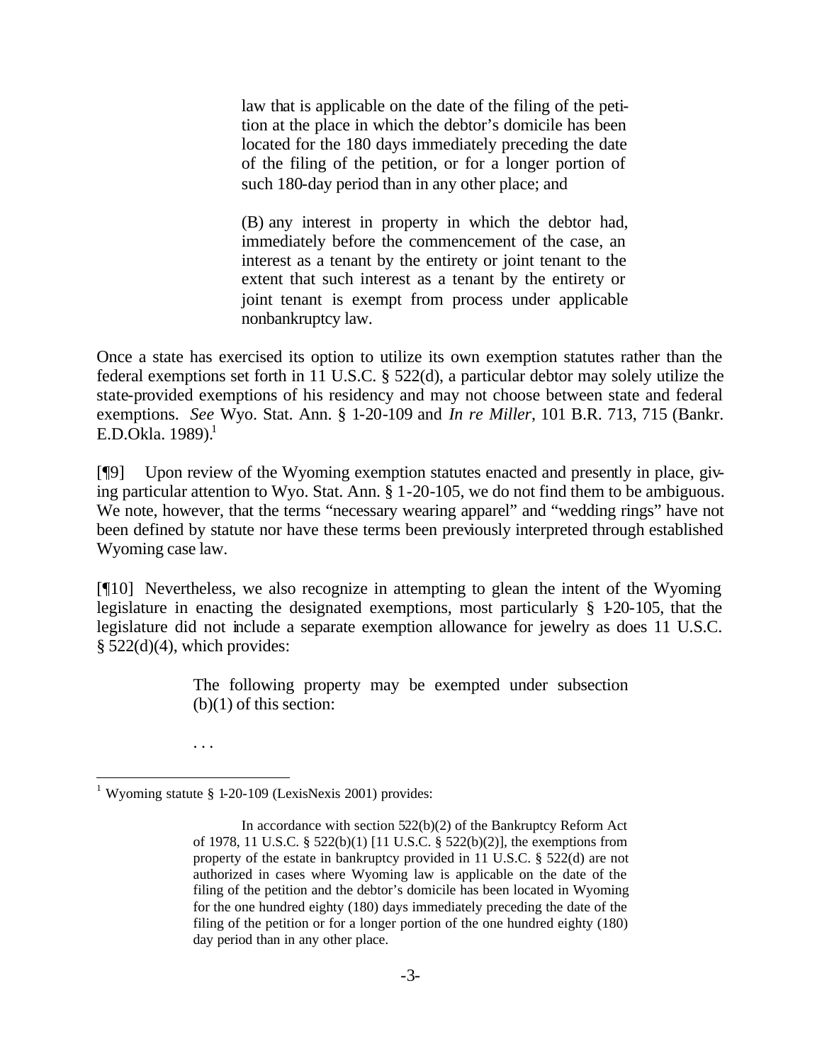> law that is applicable on the date of the filing of the petition at the place in which the debtor's domicile has been located for the 180 days immediately preceding the date of the filing of the petition, or for a longer portion of such 180-day period than in any other place; and
>
> (B) any interest in property in which the debtor had, immediately before the commencement of the case, an interest as a tenant by the entirety or joint tenant to the extent that such interest as a tenant by the entirety or joint tenant is exempt from process under applicable nonbankruptcy law.

Once a state has exercised its option to utilize its own exemption statutes rather than the federal exemptions set forth in 11 U.S.C. § 522(d), a particular debtor may solely utilize the state-provided exemptions of his residency and may not choose between state and federal exemptions. *See* Wyo. Stat. Ann. § 1-20-109 and *In re Miller*, 101 B.R. 713, 715 (Bankr. E.D.Okla. 1989).[1]

[¶9] Upon review of the Wyoming exemption statutes enacted and presently in place, giving particular attention to Wyo. Stat. Ann. § 1-20-105, we do not find them to be ambiguous. We note, however, that the terms "necessary wearing apparel" and "wedding rings" have not been defined by statute nor have these terms been previously interpreted through established Wyoming case law.

[¶10] Nevertheless, we also recognize in attempting to glean the intent of the Wyoming legislature in enacting the designated exemptions, most particularly § 1-20-105, that the legislature did not include a separate exemption allowance for jewelry as does 11 U.S.C. § 522(d)(4), which provides:

> The following property may be exempted under subsection (b)(1) of this section:
>
> . . .

---

[1] Wyoming statute § 1-20-109 (LexisNexis 2001) provides:

> In accordance with section 522(b)(2) of the Bankruptcy Reform Act of 1978, 11 U.S.C. § 522(b)(1) [11 U.S.C. § 522(b)(2)], the exemptions from property of the estate in bankruptcy provided in 11 U.S.C. § 522(d) are not authorized in cases where Wyoming law is applicable on the date of the filing of the petition and the debtor's domicile has been located in Wyoming for the one hundred eighty (180) days immediately preceding the date of the filing of the petition or for a longer portion of the one hundred eighty (180) day period than in any other place.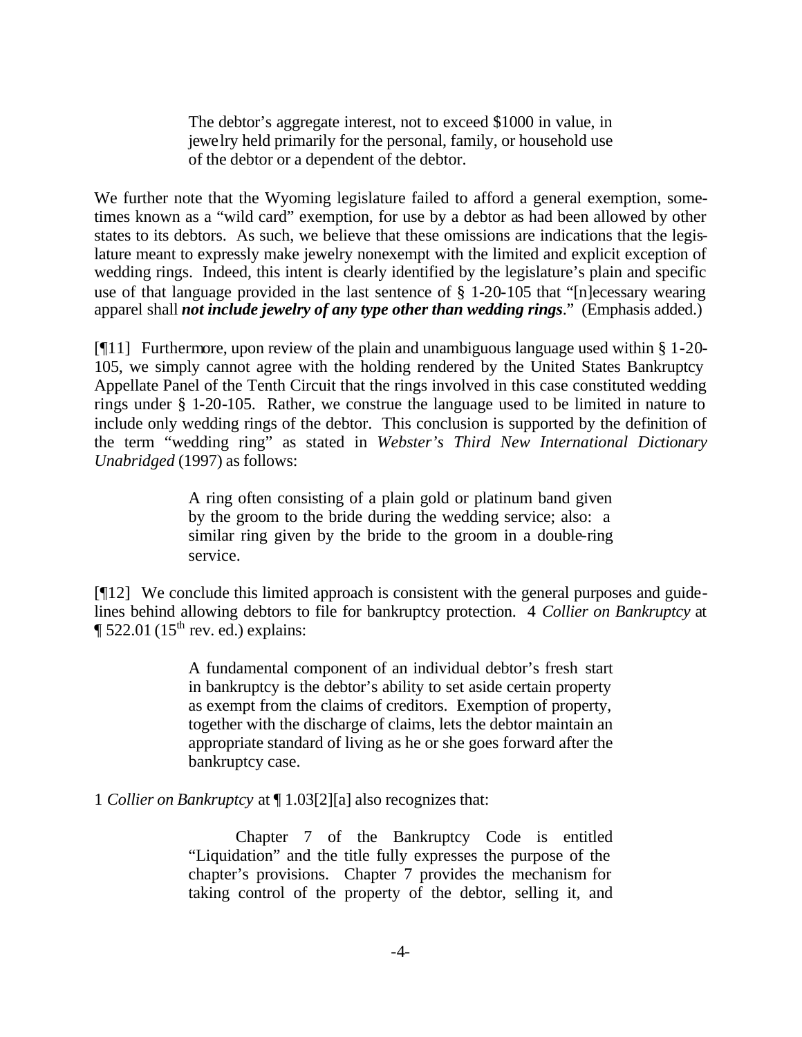> The debtor's aggregate interest, not to exceed $1000 in value, in jewelry held primarily for the personal, family, or household use of the debtor or a dependent of the debtor.

We further note that the Wyoming legislature failed to afford a general exemption, sometimes known as a "wild card" exemption, for use by a debtor as had been allowed by other states to its debtors. As such, we believe that these omissions are indications that the legislature meant to expressly make jewelry nonexempt with the limited and explicit exception of wedding rings. Indeed, this intent is clearly identified by the legislature's plain and specific use of that language provided in the last sentence of § 1-20-105 that "[n]ecessary wearing apparel shall ***not include jewelry of any type other than wedding rings***." (Emphasis added.)

[¶11] Furthermore, upon review of the plain and unambiguous language used within § 1-20-105, we simply cannot agree with the holding rendered by the United States Bankruptcy Appellate Panel of the Tenth Circuit that the rings involved in this case constituted wedding rings under § 1-20-105. Rather, we construe the language used to be limited in nature to include only wedding rings of the debtor. This conclusion is supported by the definition of the term "wedding ring" as stated in *Webster's Third New International Dictionary Unabridged* (1997) as follows:

> A ring often consisting of a plain gold or platinum band given by the groom to the bride during the wedding service; also: a similar ring given by the bride to the groom in a double-ring service.

[¶12] We conclude this limited approach is consistent with the general purposes and guidelines behind allowing debtors to file for bankruptcy protection. 4 *Collier on Bankruptcy* at ¶ 522.01 (15th rev. ed.) explains:

> A fundamental component of an individual debtor's fresh start in bankruptcy is the debtor's ability to set aside certain property as exempt from the claims of creditors. Exemption of property, together with the discharge of claims, lets the debtor maintain an appropriate standard of living as he or she goes forward after the bankruptcy case.

1 *Collier on Bankruptcy* at ¶ 1.03[2][a] also recognizes that:

> Chapter 7 of the Bankruptcy Code is entitled "Liquidation" and the title fully expresses the purpose of the chapter's provisions. Chapter 7 provides the mechanism for taking control of the property of the debtor, selling it, and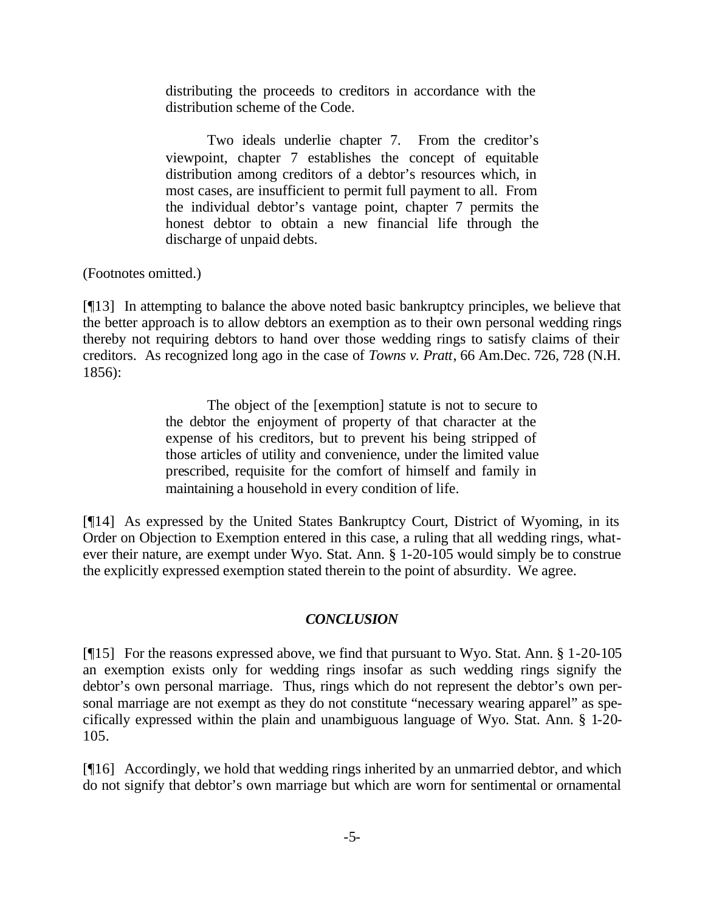> distributing the proceeds to creditors in accordance with the distribution scheme of the Code.
>
> Two ideals underlie chapter 7. From the creditor's viewpoint, chapter 7 establishes the concept of equitable distribution among creditors of a debtor's resources which, in most cases, are insufficient to permit full payment to all. From the individual debtor's vantage point, chapter 7 permits the honest debtor to obtain a new financial life through the discharge of unpaid debts.

(Footnotes omitted.)

[¶13] In attempting to balance the above noted basic bankruptcy principles, we believe that the better approach is to allow debtors an exemption as to their own personal wedding rings thereby not requiring debtors to hand over those wedding rings to satisfy claims of their creditors. As recognized long ago in the case of *Towns v. Pratt*, 66 Am.Dec. 726, 728 (N.H. 1856):

> The object of the [exemption] statute is not to secure to the debtor the enjoyment of property of that character at the expense of his creditors, but to prevent his being stripped of those articles of utility and convenience, under the limited value prescribed, requisite for the comfort of himself and family in maintaining a household in every condition of life.

[¶14] As expressed by the United States Bankruptcy Court, District of Wyoming, in its Order on Objection to Exemption entered in this case, a ruling that all wedding rings, whatever their nature, are exempt under Wyo. Stat. Ann. § 1-20-105 would simply be to construe the explicitly expressed exemption stated therein to the point of absurdity. We agree.

## *CONCLUSION*

[¶15] For the reasons expressed above, we find that pursuant to Wyo. Stat. Ann. § 1-20-105 an exemption exists only for wedding rings insofar as such wedding rings signify the debtor's own personal marriage. Thus, rings which do not represent the debtor's own personal marriage are not exempt as they do not constitute "necessary wearing apparel" as specifically expressed within the plain and unambiguous language of Wyo. Stat. Ann. § 1-20-105.

[¶16] Accordingly, we hold that wedding rings inherited by an unmarried debtor, and which do not signify that debtor's own marriage but which are worn for sentimental or ornamental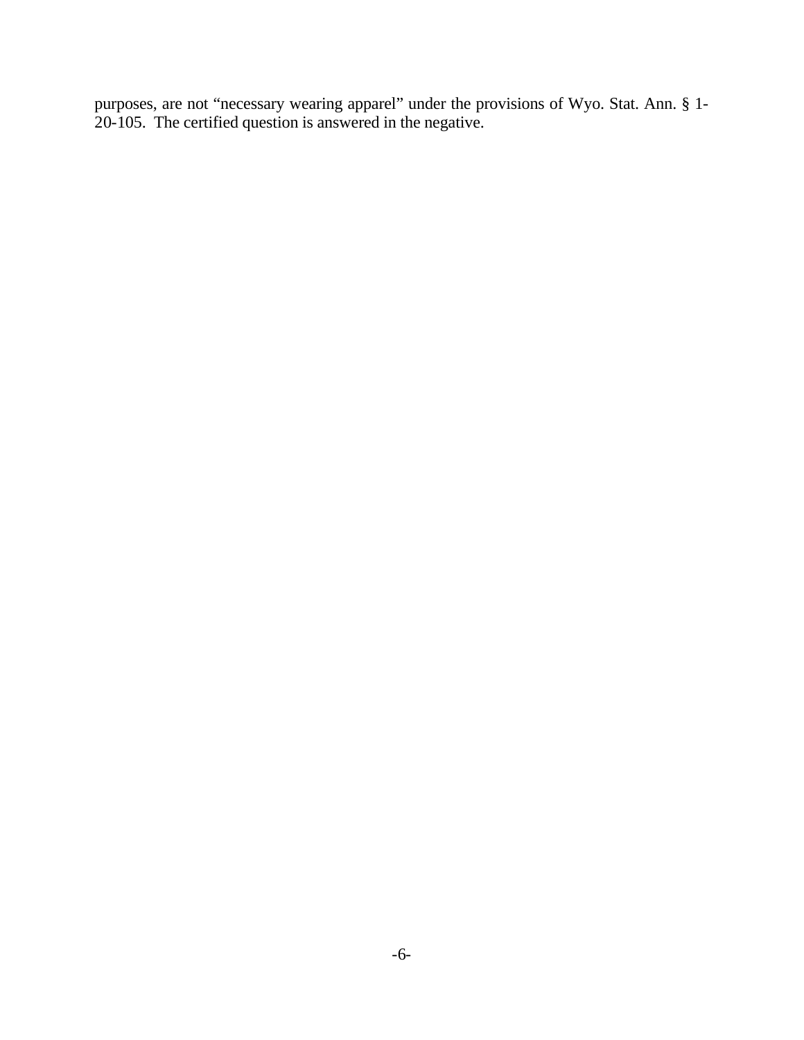purposes, are not "necessary wearing apparel" under the provisions of Wyo. Stat. Ann. § 1-20-105. The certified question is answered in the negative.